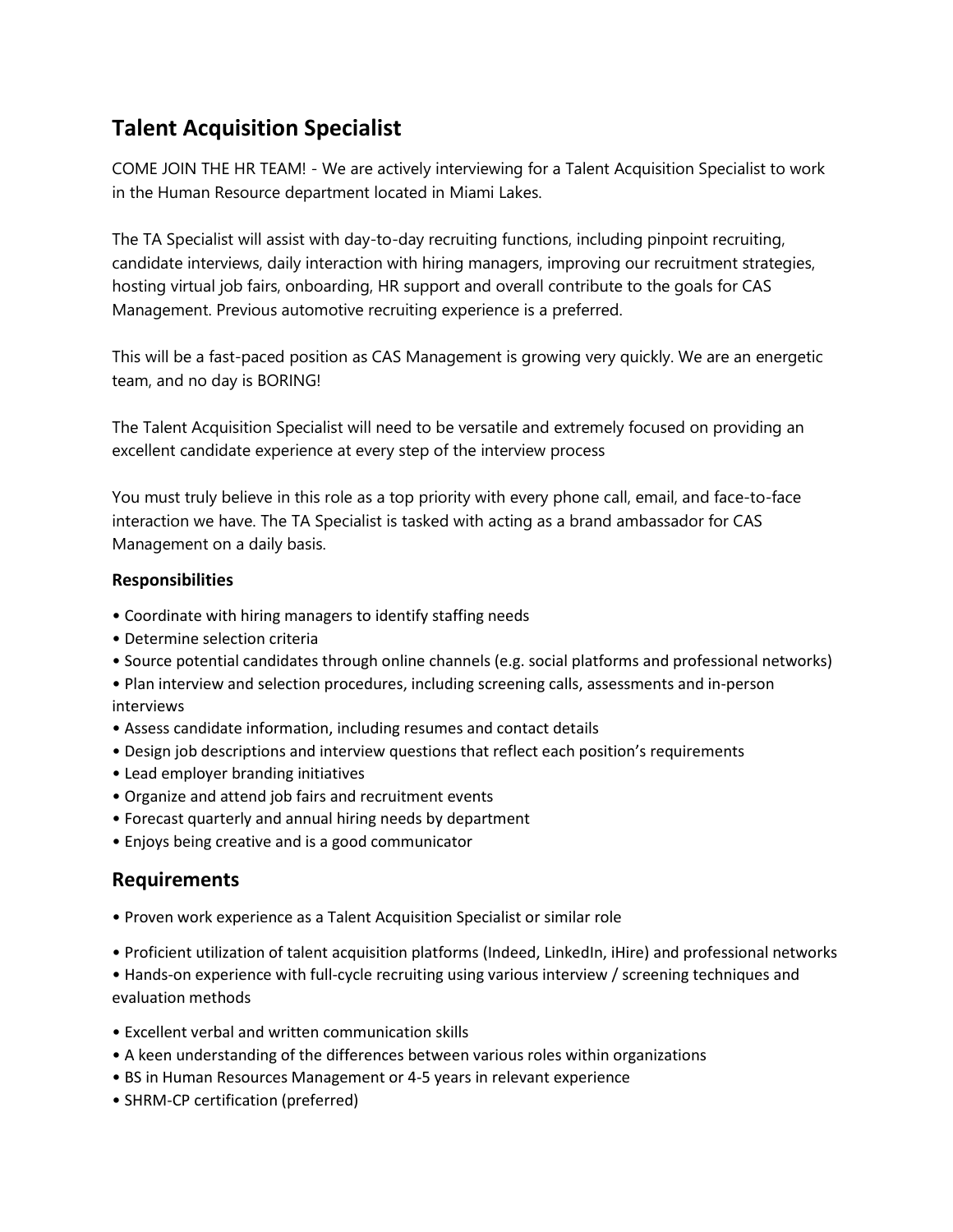# Talent Acquisition Specialist

COME JOIN THE HR TEAM! - We are actively interviewing for a Talent Acquisition Specialist to work in the Human Resource department located in Miami Lakes.

The TA Specialist will assist with day-to-day recruiting functions, including pinpoint recruiting, candidate interviews, daily interaction with hiring managers, improving our recruitment strategies, hosting virtual job fairs, onboarding, HR support and overall contribute to the goals for CAS Management. Previous automotive recruiting experience is a preferred.

This will be a fast-paced position as CAS Management is growing very quickly. We are an energetic team, and no day is BORING!

The Talent Acquisition Specialist will need to be versatile and extremely focused on providing an excellent candidate experience at every step of the interview process

You must truly believe in this role as a top priority with every phone call, email, and face-to-face interaction we have. The TA Specialist is tasked with acting as a brand ambassador for CAS Management on a daily basis.

### Responsibilities

- Coordinate with hiring managers to identify staffing needs
- Determine selection criteria
- Source potential candidates through online channels (e.g. social platforms and professional networks)
- Plan interview and selection procedures, including screening calls, assessments and in-person interviews
- Assess candidate information, including resumes and contact details
- Design job descriptions and interview questions that reflect each position's requirements
- Lead employer branding initiatives
- Organize and attend job fairs and recruitment events
- Forecast quarterly and annual hiring needs by department
- Enjoys being creative and is a good communicator

## Requirements

- Proven work experience as a Talent Acquisition Specialist or similar role
- Proficient utilization of talent acquisition platforms (Indeed, LinkedIn, iHire) and professional networks
- Hands-on experience with full-cycle recruiting using various interview / screening techniques and evaluation methods
- Excellent verbal and written communication skills
- A keen understanding of the differences between various roles within organizations
- BS in Human Resources Management or 4-5 years in relevant experience
- SHRM-CP certification (preferred)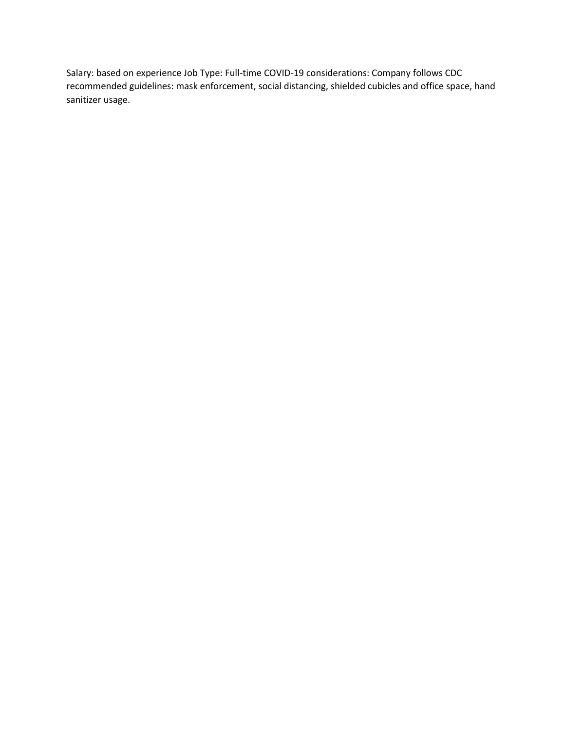Salary: based on experience Job Type: Full-time COVID-19 considerations: Company follows CDC recommended guidelines: mask enforcement, social distancing, shielded cubicles and office space, hand sanitizer usage.